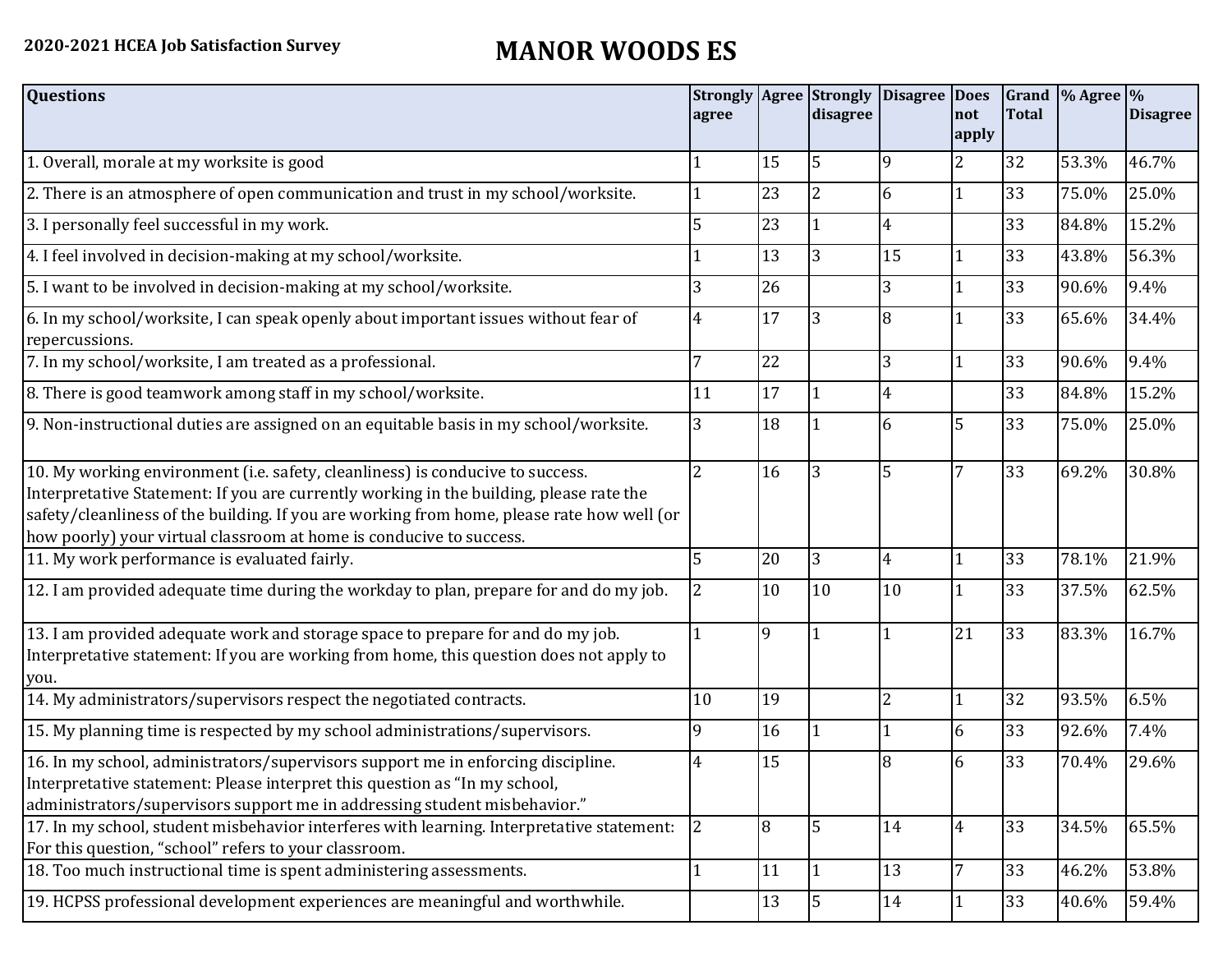2020-2021 HCEA Job Satisfaction Survey

# MANOR WOODS ES

| Questions | Strongly agree | Agree | Strongly disagree | Disagree | Does not apply | Grand Total | % Agree | % Disagree |
|---|---|---|---|---|---|---|---|---|
| 1. Overall, morale at my worksite is good | 1 | 15 | 5 | 9 | 2 | 32 | 53.3% | 46.7% |
| 2. There is an atmosphere of open communication and trust in my school/worksite. | 1 | 23 | 2 | 6 | 1 | 33 | 75.0% | 25.0% |
| 3. I personally feel successful in my work. | 5 | 23 | 1 | 4 | | 33 | 84.8% | 15.2% |
| 4. I feel involved in decision-making at my school/worksite. | 1 | 13 | 3 | 15 | 1 | 33 | 43.8% | 56.3% |
| 5. I want to be involved in decision-making at my school/worksite. | 3 | 26 | | 3 | 1 | 33 | 90.6% | 9.4% |
| 6. In my school/worksite, I can speak openly about important issues without fear of repercussions. | 4 | 17 | 3 | 8 | 1 | 33 | 65.6% | 34.4% |
| 7. In my school/worksite, I am treated as a professional. | 7 | 22 | | 3 | 1 | 33 | 90.6% | 9.4% |
| 8. There is good teamwork among staff in my school/worksite. | 11 | 17 | 1 | 4 | | 33 | 84.8% | 15.2% |
| 9. Non-instructional duties are assigned on an equitable basis in my school/worksite. | 3 | 18 | 1 | 6 | 5 | 33 | 75.0% | 25.0% |
| 10. My working environment (i.e. safety, cleanliness) is conducive to success. Interpretative Statement: If you are currently working in the building, please rate the safety/cleanliness of the building. If you are working from home, please rate how well (or how poorly) your virtual classroom at home is conducive to success. | 2 | 16 | 3 | 5 | 7 | 33 | 69.2% | 30.8% |
| 11. My work performance is evaluated fairly. | 5 | 20 | 3 | 4 | 1 | 33 | 78.1% | 21.9% |
| 12. I am provided adequate time during the workday to plan, prepare for and do my job. | 2 | 10 | 10 | 10 | 1 | 33 | 37.5% | 62.5% |
| 13. I am provided adequate work and storage space to prepare for and do my job. Interpretative statement: If you are working from home, this question does not apply to you. | 1 | 9 | 1 | 1 | 21 | 33 | 83.3% | 16.7% |
| 14. My administrators/supervisors respect the negotiated contracts. | 10 | 19 | | 2 | 1 | 32 | 93.5% | 6.5% |
| 15. My planning time is respected by my school administrations/supervisors. | 9 | 16 | 1 | 1 | 6 | 33 | 92.6% | 7.4% |
| 16. In my school, administrators/supervisors support me in enforcing discipline. Interpretative statement: Please interpret this question as "In my school, administrators/supervisors support me in addressing student misbehavior." | 4 | 15 | | 8 | 6 | 33 | 70.4% | 29.6% |
| 17. In my school, student misbehavior interferes with learning. Interpretative statement: For this question, "school" refers to your classroom. | 2 | 8 | 5 | 14 | 4 | 33 | 34.5% | 65.5% |
| 18. Too much instructional time is spent administering assessments. | 1 | 11 | 1 | 13 | 7 | 33 | 46.2% | 53.8% |
| 19. HCPSS professional development experiences are meaningful and worthwhile. | | 13 | 5 | 14 | 1 | 33 | 40.6% | 59.4% |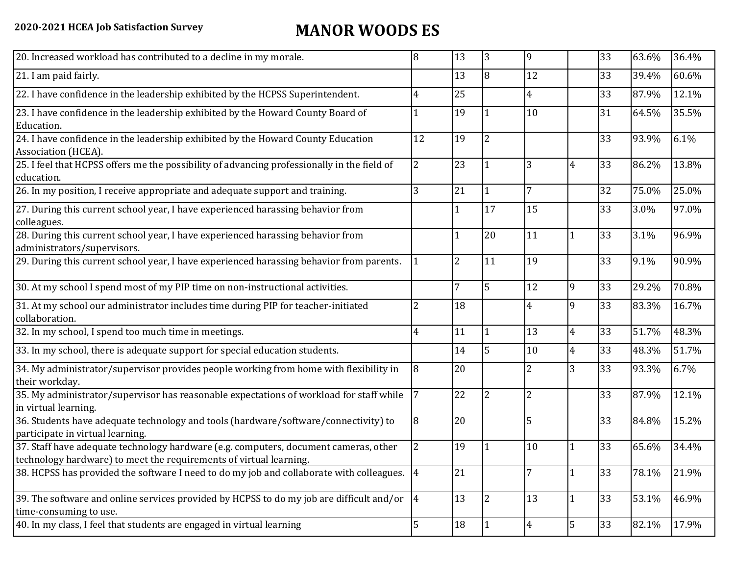**2020-2021 HCEA Job Satisfaction Survey**

# MANOR WOODS ES

| | | | | | | | | |
|---|---|---|---|---|---|---|---|---|
| 20. Increased workload has contributed to a decline in my morale. | 8 | 13 | 3 | 9 | | 33 | 63.6% | 36.4% |
| 21. I am paid fairly. | | 13 | 8 | 12 | | 33 | 39.4% | 60.6% |
| 22. I have confidence in the leadership exhibited by the HCPSS Superintendent. | 4 | 25 | | 4 | | 33 | 87.9% | 12.1% |
| 23. I have confidence in the leadership exhibited by the Howard County Board of Education. | 1 | 19 | 1 | 10 | | 31 | 64.5% | 35.5% |
| 24. I have confidence in the leadership exhibited by the Howard County Education Association (HCEA). | 12 | 19 | 2 | | | 33 | 93.9% | 6.1% |
| 25. I feel that HCPSS offers me the possibility of advancing professionally in the field of education. | 2 | 23 | 1 | 3 | 4 | 33 | 86.2% | 13.8% |
| 26. In my position, I receive appropriate and adequate support and training. | 3 | 21 | 1 | 7 | | 32 | 75.0% | 25.0% |
| 27. During this current school year, I have experienced harassing behavior from colleagues. | | 1 | 17 | 15 | | 33 | 3.0% | 97.0% |
| 28. During this current school year, I have experienced harassing behavior from administrators/supervisors. | | 1 | 20 | 11 | 1 | 33 | 3.1% | 96.9% |
| 29. During this current school year, I have experienced harassing behavior from parents. | 1 | 2 | 11 | 19 | | 33 | 9.1% | 90.9% |
| 30. At my school I spend most of my PIP time on non-instructional activities. | | 7 | 5 | 12 | 9 | 33 | 29.2% | 70.8% |
| 31. At my school our administrator includes time during PIP for teacher-initiated collaboration. | 2 | 18 | | 4 | 9 | 33 | 83.3% | 16.7% |
| 32. In my school, I spend too much time in meetings. | 4 | 11 | 1 | 13 | 4 | 33 | 51.7% | 48.3% |
| 33. In my school, there is adequate support for special education students. | | 14 | 5 | 10 | 4 | 33 | 48.3% | 51.7% |
| 34. My administrator/supervisor provides people working from home with flexibility in their workday. | 8 | 20 | | 2 | 3 | 33 | 93.3% | 6.7% |
| 35. My administrator/supervisor has reasonable expectations of workload for staff while in virtual learning. | 7 | 22 | 2 | 2 | | 33 | 87.9% | 12.1% |
| 36. Students have adequate technology and tools (hardware/software/connectivity) to participate in virtual learning. | 8 | 20 | | 5 | | 33 | 84.8% | 15.2% |
| 37. Staff have adequate technology hardware (e.g. computers, document cameras, other technology hardware) to meet the requirements of virtual learning. | 2 | 19 | 1 | 10 | 1 | 33 | 65.6% | 34.4% |
| 38. HCPSS has provided the software I need to do my job and collaborate with colleagues. | 4 | 21 | | 7 | 1 | 33 | 78.1% | 21.9% |
| 39. The software and online services provided by HCPSS to do my job are difficult and/or time-consuming to use. | 4 | 13 | 2 | 13 | 1 | 33 | 53.1% | 46.9% |
| 40. In my class, I feel that students are engaged in virtual learning | 5 | 18 | 1 | 4 | 5 | 33 | 82.1% | 17.9% |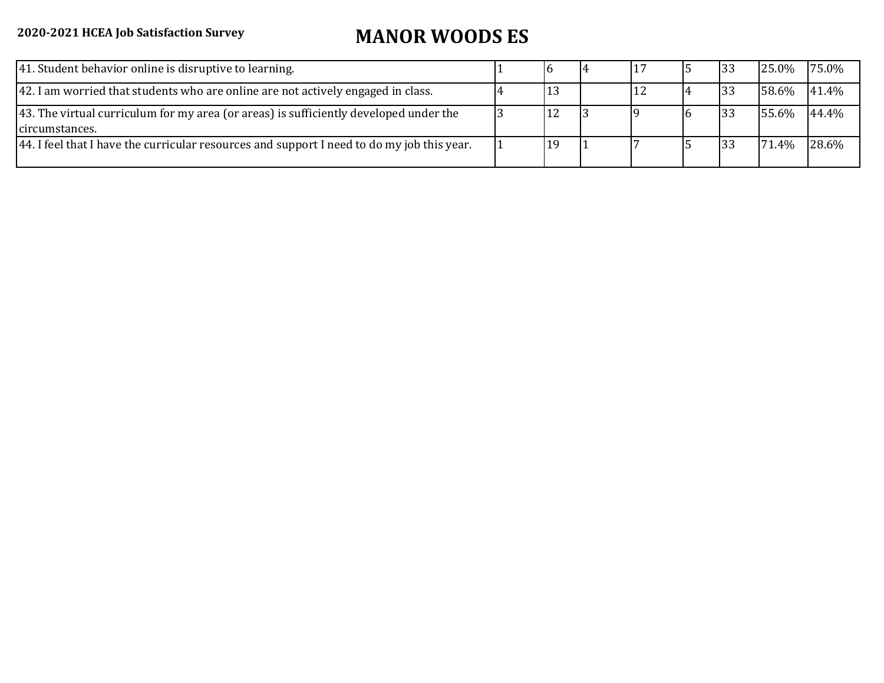**2020-2021 HCEA Job Satisfaction Survey**

# MANOR WOODS ES

| | | | | | | | | |
|---|---|---|---|---|---|---|---|---|
| 41. Student behavior online is disruptive to learning. | 1 | 6 | 4 | 17 | 5 | 33 | 25.0% | 75.0% |
| 42. I am worried that students who are online are not actively engaged in class. | 4 | 13 | | 12 | 4 | 33 | 58.6% | 41.4% |
| 43. The virtual curriculum for my area (or areas) is sufficiently developed under the circumstances. | 3 | 12 | 3 | 9 | 6 | 33 | 55.6% | 44.4% |
| 44. I feel that I have the curricular resources and support I need to do my job this year. | 1 | 19 | 1 | 7 | 5 | 33 | 71.4% | 28.6% |